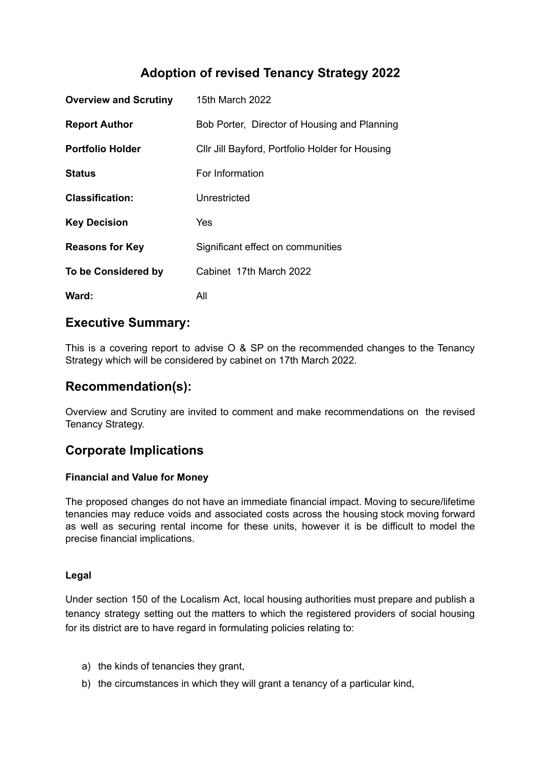# Adoption of revised Tenancy Strategy 2022

| | |
|---|---|
| **Overview and Scrutiny** | 15th March 2022 |
| **Report Author** | Bob Porter, Director of Housing and Planning |
| **Portfolio Holder** | Cllr Jill Bayford, Portfolio Holder for Housing |
| **Status** | For Information |
| **Classification:** | Unrestricted |
| **Key Decision** | Yes |
| **Reasons for Key** | Significant effect on communities |
| **To be Considered by** | Cabinet 17th March 2022 |
| **Ward:** | All |

## Executive Summary:

This is a covering report to advise O & SP on the recommended changes to the Tenancy Strategy which will be considered by cabinet on 17th March 2022.

## Recommendation(s):

Overview and Scrutiny are invited to comment and make recommendations on the revised Tenancy Strategy.

## Corporate Implications

### Financial and Value for Money

The proposed changes do not have an immediate financial impact. Moving to secure/lifetime tenancies may reduce voids and associated costs across the housing stock moving forward as well as securing rental income for these units, however it is be difficult to model the precise financial implications.

### Legal

Under section 150 of the Localism Act, local housing authorities must prepare and publish a tenancy strategy setting out the matters to which the registered providers of social housing for its district are to have regard in formulating policies relating to:

a) the kinds of tenancies they grant,
b) the circumstances in which they will grant a tenancy of a particular kind,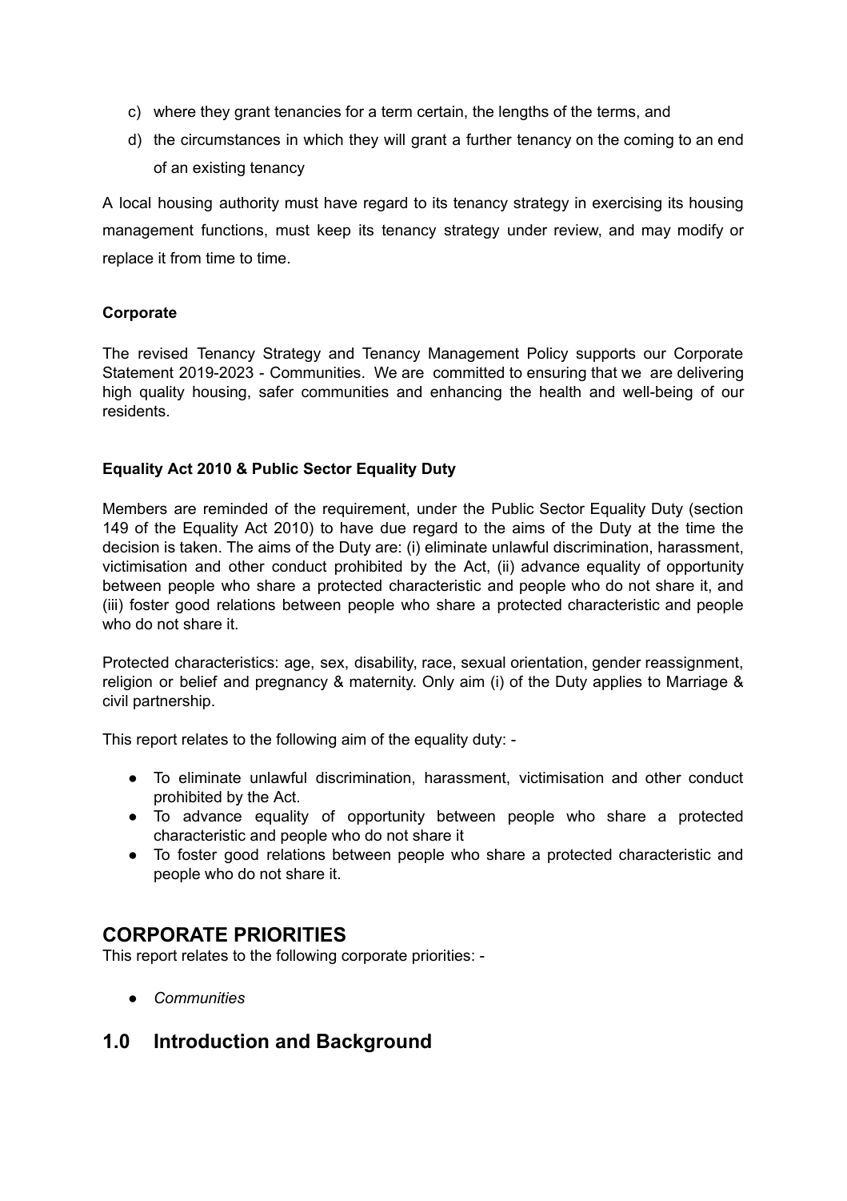c) where they grant tenancies for a term certain, the lengths of the terms, and
d) the circumstances in which they will grant a further tenancy on the coming to an end of an existing tenancy

A local housing authority must have regard to its tenancy strategy in exercising its housing management functions, must keep its tenancy strategy under review, and may modify or replace it from time to time.

**Corporate**

The revised Tenancy Strategy and Tenancy Management Policy supports our Corporate Statement 2019-2023 - Communities. We are committed to ensuring that we are delivering high quality housing, safer communities and enhancing the health and well-being of our residents.

**Equality Act 2010 & Public Sector Equality Duty**

Members are reminded of the requirement, under the Public Sector Equality Duty (section 149 of the Equality Act 2010) to have due regard to the aims of the Duty at the time the decision is taken. The aims of the Duty are: (i) eliminate unlawful discrimination, harassment, victimisation and other conduct prohibited by the Act, (ii) advance equality of opportunity between people who share a protected characteristic and people who do not share it, and (iii) foster good relations between people who share a protected characteristic and people who do not share it.

Protected characteristics: age, sex, disability, race, sexual orientation, gender reassignment, religion or belief and pregnancy & maternity. Only aim (i) of the Duty applies to Marriage & civil partnership.

This report relates to the following aim of the equality duty: -

- To eliminate unlawful discrimination, harassment, victimisation and other conduct prohibited by the Act.
- To advance equality of opportunity between people who share a protected characteristic and people who do not share it
- To foster good relations between people who share a protected characteristic and people who do not share it.

## CORPORATE PRIORITIES

This report relates to the following corporate priorities: -

- *Communities*

## 1.0 Introduction and Background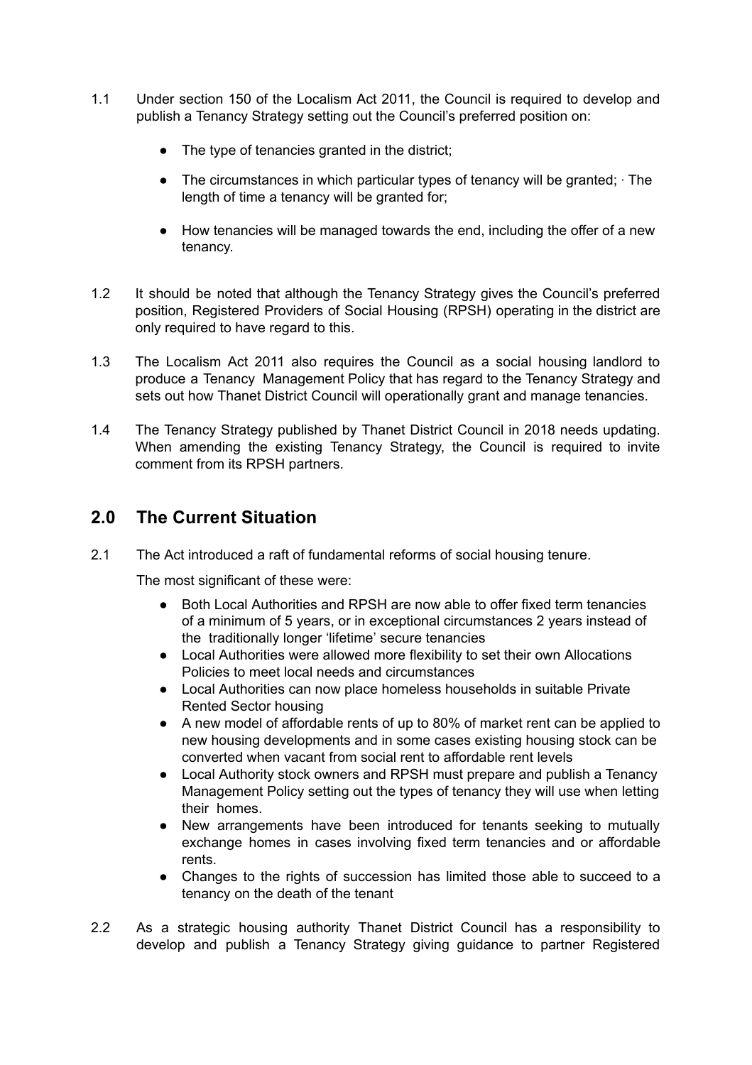1.1 Under section 150 of the Localism Act 2011, the Council is required to develop and publish a Tenancy Strategy setting out the Council's preferred position on:

- The type of tenancies granted in the district;
- The circumstances in which particular types of tenancy will be granted; · The length of time a tenancy will be granted for;
- How tenancies will be managed towards the end, including the offer of a new tenancy.

1.2 It should be noted that although the Tenancy Strategy gives the Council's preferred position, Registered Providers of Social Housing (RPSH) operating in the district are only required to have regard to this.

1.3 The Localism Act 2011 also requires the Council as a social housing landlord to produce a Tenancy Management Policy that has regard to the Tenancy Strategy and sets out how Thanet District Council will operationally grant and manage tenancies.

1.4 The Tenancy Strategy published by Thanet District Council in 2018 needs updating. When amending the existing Tenancy Strategy, the Council is required to invite comment from its RPSH partners.

## 2.0 The Current Situation

2.1 The Act introduced a raft of fundamental reforms of social housing tenure.

The most significant of these were:

- Both Local Authorities and RPSH are now able to offer fixed term tenancies of a minimum of 5 years, or in exceptional circumstances 2 years instead of the traditionally longer 'lifetime' secure tenancies
- Local Authorities were allowed more flexibility to set their own Allocations Policies to meet local needs and circumstances
- Local Authorities can now place homeless households in suitable Private Rented Sector housing
- A new model of affordable rents of up to 80% of market rent can be applied to new housing developments and in some cases existing housing stock can be converted when vacant from social rent to affordable rent levels
- Local Authority stock owners and RPSH must prepare and publish a Tenancy Management Policy setting out the types of tenancy they will use when letting their homes.
- New arrangements have been introduced for tenants seeking to mutually exchange homes in cases involving fixed term tenancies and or affordable rents.
- Changes to the rights of succession has limited those able to succeed to a tenancy on the death of the tenant

2.2 As a strategic housing authority Thanet District Council has a responsibility to develop and publish a Tenancy Strategy giving guidance to partner Registered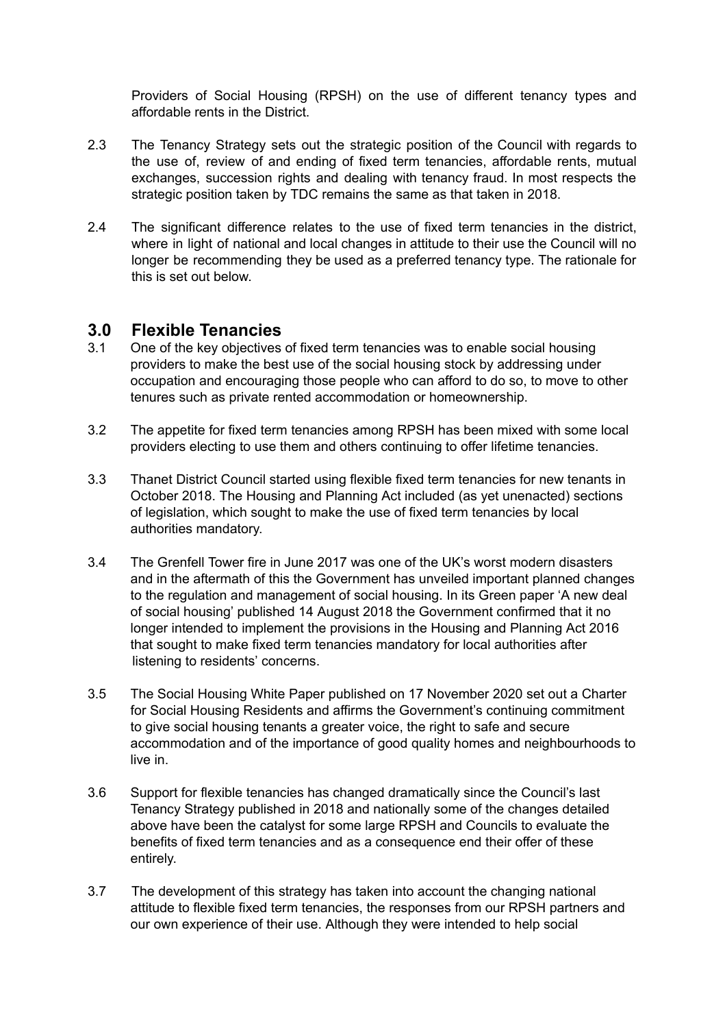Providers of Social Housing (RPSH) on the use of different tenancy types and affordable rents in the District.

2.3 The Tenancy Strategy sets out the strategic position of the Council with regards to the use of, review of and ending of fixed term tenancies, affordable rents, mutual exchanges, succession rights and dealing with tenancy fraud. In most respects the strategic position taken by TDC remains the same as that taken in 2018.

2.4 The significant difference relates to the use of fixed term tenancies in the district, where in light of national and local changes in attitude to their use the Council will no longer be recommending they be used as a preferred tenancy type. The rationale for this is set out below.

## 3.0 Flexible Tenancies

3.1 One of the key objectives of fixed term tenancies was to enable social housing providers to make the best use of the social housing stock by addressing under occupation and encouraging those people who can afford to do so, to move to other tenures such as private rented accommodation or homeownership.

3.2 The appetite for fixed term tenancies among RPSH has been mixed with some local providers electing to use them and others continuing to offer lifetime tenancies.

3.3 Thanet District Council started using flexible fixed term tenancies for new tenants in October 2018. The Housing and Planning Act included (as yet unenacted) sections of legislation, which sought to make the use of fixed term tenancies by local authorities mandatory.

3.4 The Grenfell Tower fire in June 2017 was one of the UK's worst modern disasters and in the aftermath of this the Government has unveiled important planned changes to the regulation and management of social housing. In its Green paper 'A new deal of social housing' published 14 August 2018 the Government confirmed that it no longer intended to implement the provisions in the Housing and Planning Act 2016 that sought to make fixed term tenancies mandatory for local authorities after listening to residents' concerns.

3.5 The Social Housing White Paper published on 17 November 2020 set out a Charter for Social Housing Residents and affirms the Government's continuing commitment to give social housing tenants a greater voice, the right to safe and secure accommodation and of the importance of good quality homes and neighbourhoods to live in.

3.6 Support for flexible tenancies has changed dramatically since the Council's last Tenancy Strategy published in 2018 and nationally some of the changes detailed above have been the catalyst for some large RPSH and Councils to evaluate the benefits of fixed term tenancies and as a consequence end their offer of these entirely.

3.7 The development of this strategy has taken into account the changing national attitude to flexible fixed term tenancies, the responses from our RPSH partners and our own experience of their use. Although they were intended to help social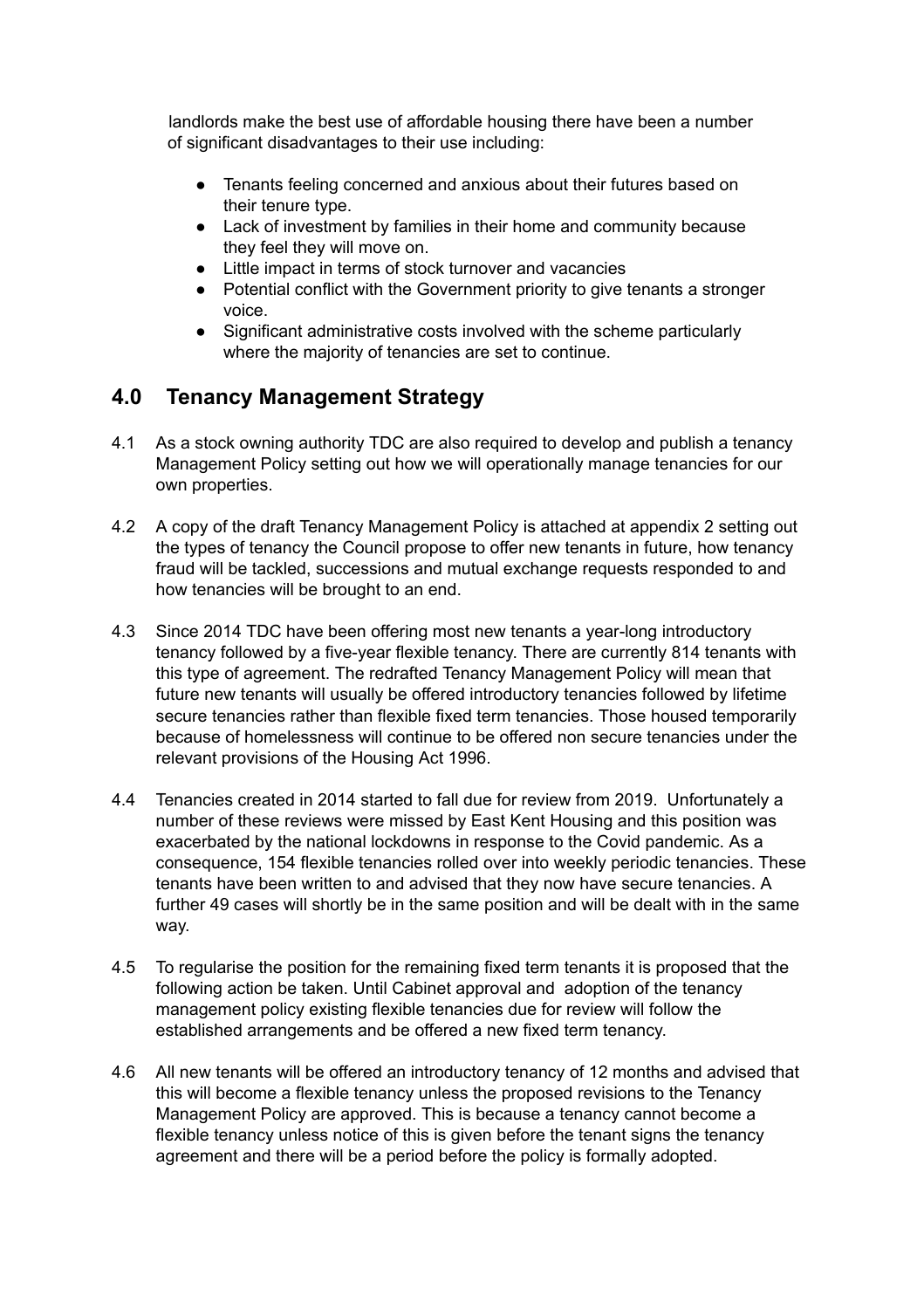landlords make the best use of affordable housing there have been a number of significant disadvantages to their use including:

- Tenants feeling concerned and anxious about their futures based on their tenure type.
- Lack of investment by families in their home and community because they feel they will move on.
- Little impact in terms of stock turnover and vacancies
- Potential conflict with the Government priority to give tenants a stronger voice.
- Significant administrative costs involved with the scheme particularly where the majority of tenancies are set to continue.

## 4.0 Tenancy Management Strategy

4.1 As a stock owning authority TDC are also required to develop and publish a tenancy Management Policy setting out how we will operationally manage tenancies for our own properties.

4.2 A copy of the draft Tenancy Management Policy is attached at appendix 2 setting out the types of tenancy the Council propose to offer new tenants in future, how tenancy fraud will be tackled, successions and mutual exchange requests responded to and how tenancies will be brought to an end.

4.3 Since 2014 TDC have been offering most new tenants a year-long introductory tenancy followed by a five-year flexible tenancy. There are currently 814 tenants with this type of agreement. The redrafted Tenancy Management Policy will mean that future new tenants will usually be offered introductory tenancies followed by lifetime secure tenancies rather than flexible fixed term tenancies. Those housed temporarily because of homelessness will continue to be offered non secure tenancies under the relevant provisions of the Housing Act 1996.

4.4 Tenancies created in 2014 started to fall due for review from 2019. Unfortunately a number of these reviews were missed by East Kent Housing and this position was exacerbated by the national lockdowns in response to the Covid pandemic. As a consequence, 154 flexible tenancies rolled over into weekly periodic tenancies. These tenants have been written to and advised that they now have secure tenancies. A further 49 cases will shortly be in the same position and will be dealt with in the same way.

4.5 To regularise the position for the remaining fixed term tenants it is proposed that the following action be taken. Until Cabinet approval and adoption of the tenancy management policy existing flexible tenancies due for review will follow the established arrangements and be offered a new fixed term tenancy.

4.6 All new tenants will be offered an introductory tenancy of 12 months and advised that this will become a flexible tenancy unless the proposed revisions to the Tenancy Management Policy are approved. This is because a tenancy cannot become a flexible tenancy unless notice of this is given before the tenant signs the tenancy agreement and there will be a period before the policy is formally adopted.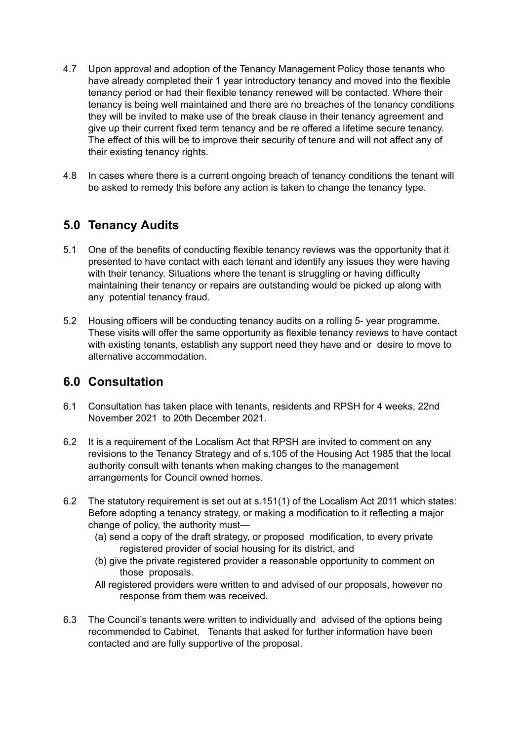4.7 Upon approval and adoption of the Tenancy Management Policy those tenants who have already completed their 1 year introductory tenancy and moved into the flexible tenancy period or had their flexible tenancy renewed will be contacted. Where their tenancy is being well maintained and there are no breaches of the tenancy conditions they will be invited to make use of the break clause in their tenancy agreement and give up their current fixed term tenancy and be re offered a lifetime secure tenancy. The effect of this will be to improve their security of tenure and will not affect any of their existing tenancy rights.

4.8 In cases where there is a current ongoing breach of tenancy conditions the tenant will be asked to remedy this before any action is taken to change the tenancy type.

## 5.0 Tenancy Audits

5.1 One of the benefits of conducting flexible tenancy reviews was the opportunity that it presented to have contact with each tenant and identify any issues they were having with their tenancy. Situations where the tenant is struggling or having difficulty maintaining their tenancy or repairs are outstanding would be picked up along with any potential tenancy fraud.

5.2 Housing officers will be conducting tenancy audits on a rolling 5- year programme. These visits will offer the same opportunity as flexible tenancy reviews to have contact with existing tenants, establish any support need they have and or desire to move to alternative accommodation.

## 6.0 Consultation

6.1 Consultation has taken place with tenants, residents and RPSH for 4 weeks, 22nd November 2021 to 20th December 2021.

6.2 It is a requirement of the Localism Act that RPSH are invited to comment on any revisions to the Tenancy Strategy and of s.105 of the Housing Act 1985 that the local authority consult with tenants when making changes to the management arrangements for Council owned homes.

6.2 The statutory requirement is set out at s.151(1) of the Localism Act 2011 which states: Before adopting a tenancy strategy, or making a modification to it reflecting a major change of policy, the authority must—

(a) send a copy of the draft strategy, or proposed modification, to every private registered provider of social housing for its district, and

(b) give the private registered provider a reasonable opportunity to comment on those proposals.

All registered providers were written to and advised of our proposals, however no response from them was received.

6.3 The Council's tenants were written to individually and advised of the options being recommended to Cabinet. Tenants that asked for further information have been contacted and are fully supportive of the proposal.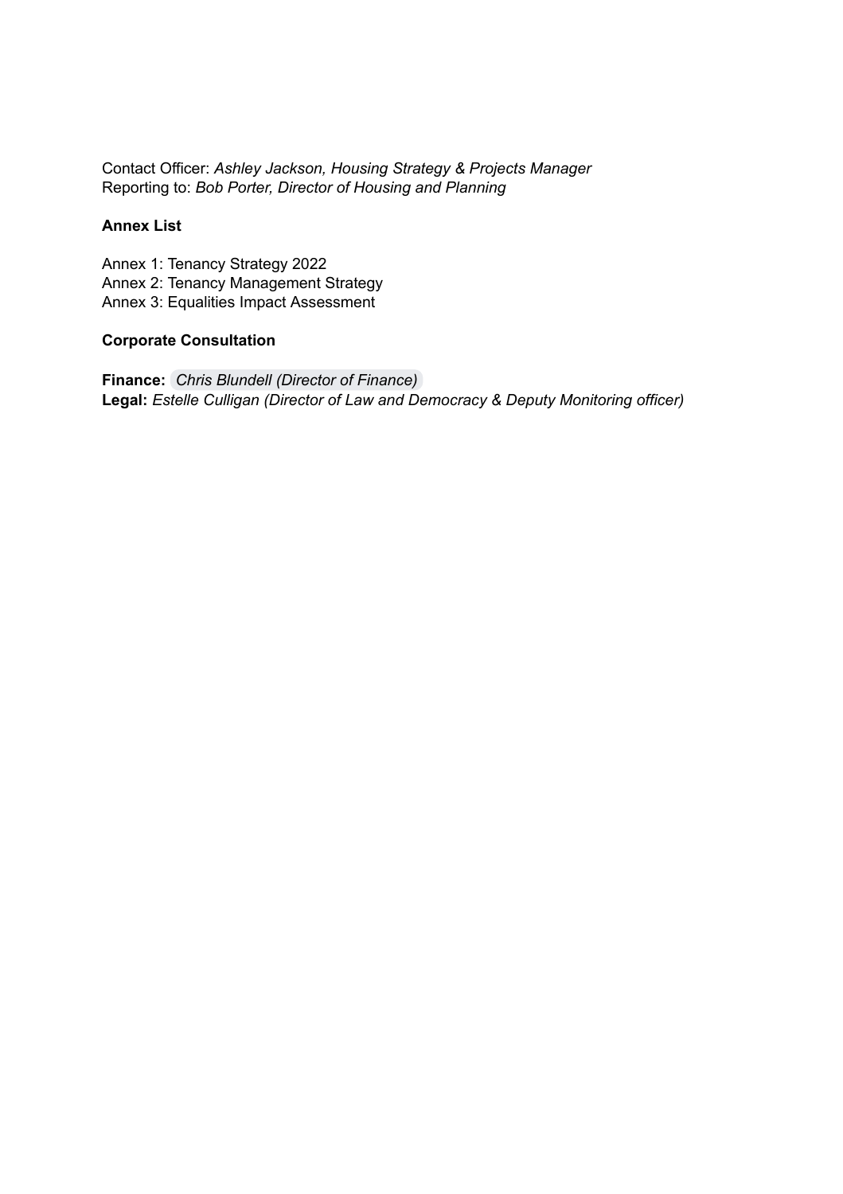Contact Officer: *Ashley Jackson, Housing Strategy & Projects Manager*
Reporting to: *Bob Porter, Director of Housing and Planning*

**Annex List**

Annex 1: Tenancy Strategy 2022
Annex 2: Tenancy Management Strategy
Annex 3: Equalities Impact Assessment

**Corporate Consultation**

**Finance:** *Chris Blundell (Director of Finance)*
**Legal:** *Estelle Culligan (Director of Law and Democracy & Deputy Monitoring officer)*